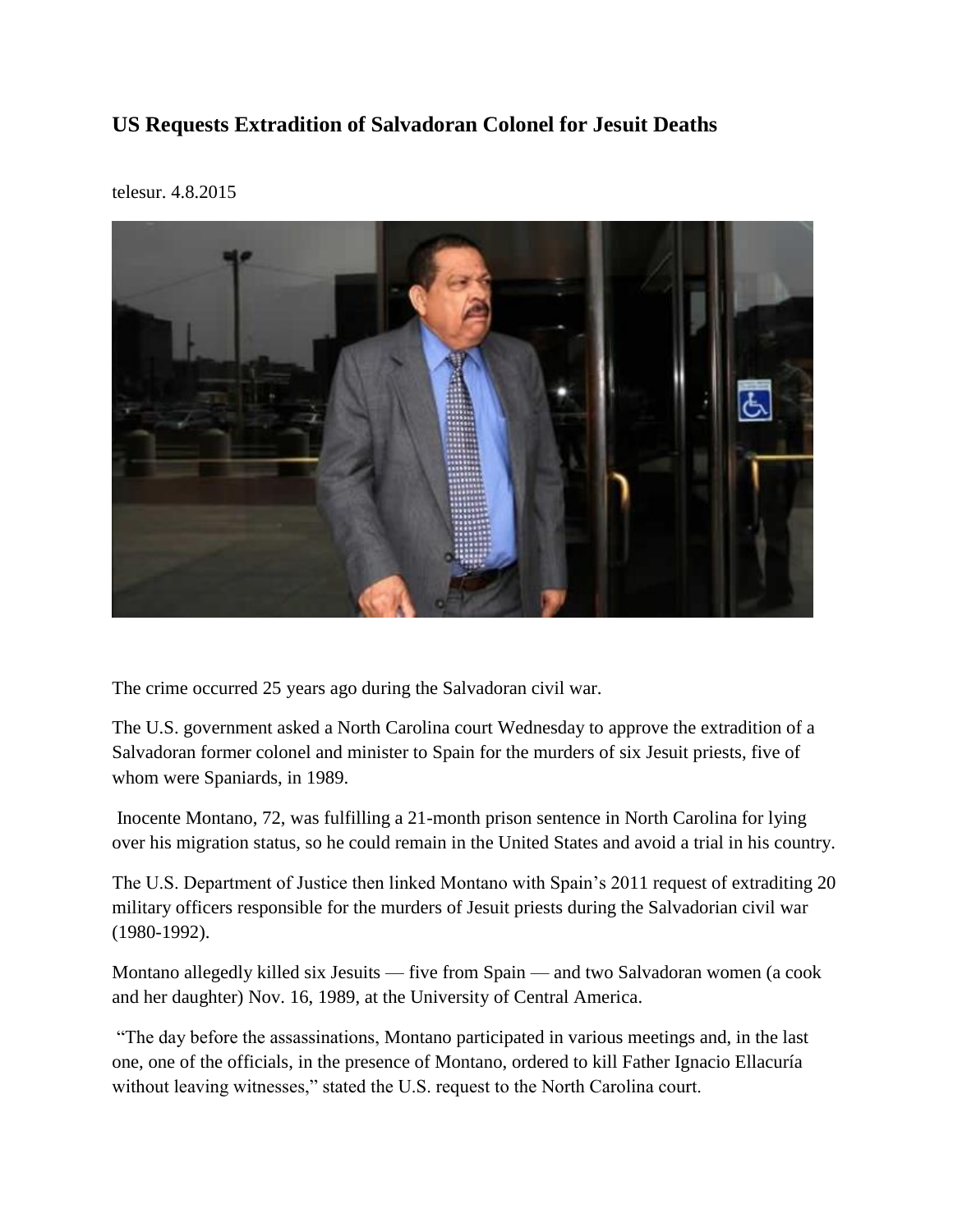## US Requests Extradition of Salvadoran Colonel for Jesuit Deaths

telesur. 4.8.2015

The crime occurred 25 years ago during the Salvadoran civil war.

The U.S. government asked a North Carolina court Wednesday to approve the extradition of a Salvadoran former colonel and minister to Spain for the murders of six Jesuit priests, five of whom were Spaniards, in 1989.

Inocente Montano, 72, was fulfilling a 21-month prison sentence in North Carolina for lying over his migration status, so he could remain in the United States and avoid a trial in his country.

The U.S. Department of Justice then linked Montano with Spain's 2011 request of extraditing 20 military officers responsible for the murders of Jesuit priests during the Salvadorian civil war (1980-1992).

Montano allegedly killed six Jesuits — five from Spain — and two Salvadoran women (a cook and her daughter) Nov. 16, 1989, at the University of Central America.

"The day before the assassinations, Montano participated in various meetings and, in the last one, one of the officials, in the presence of Montano, ordered to kill Father Ignacio Ellacuría without leaving witnesses," stated the U.S. request to the North Carolina court.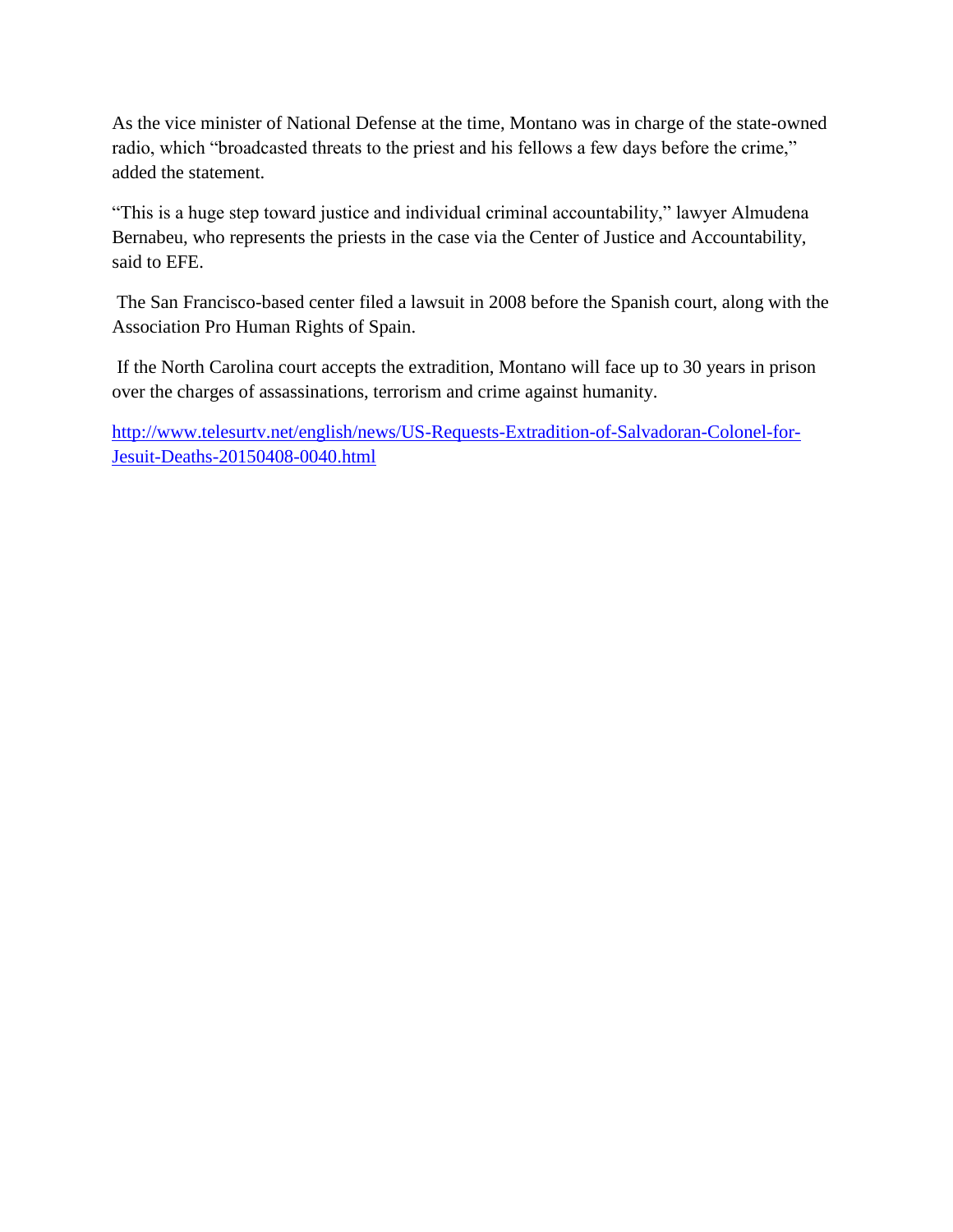As the vice minister of National Defense at the time, Montano was in charge of the state-owned radio, which “broadcasted threats to the priest and his fellows a few days before the crime,” added the statement.

“This is a huge step toward justice and individual criminal accountability,” lawyer Almudena Bernabeu, who represents the priests in the case via the Center of Justice and Accountability, said to EFE.

The San Francisco-based center filed a lawsuit in 2008 before the Spanish court, along with the Association Pro Human Rights of Spain.

If the North Carolina court accepts the extradition, Montano will face up to 30 years in prison over the charges of assassinations, terrorism and crime against humanity.

[http://www.telesurtv.net/english/news/US-Requests-Extradition-of-Salvadoran-Colonel-for-Jesuit-Deaths-20150408-0040.html](http://www.telesurtv.net/english/news/US-Requests-Extradition-of-Salvadoran-Colonel-for-Jesuit-Deaths-20150408-0040.html)